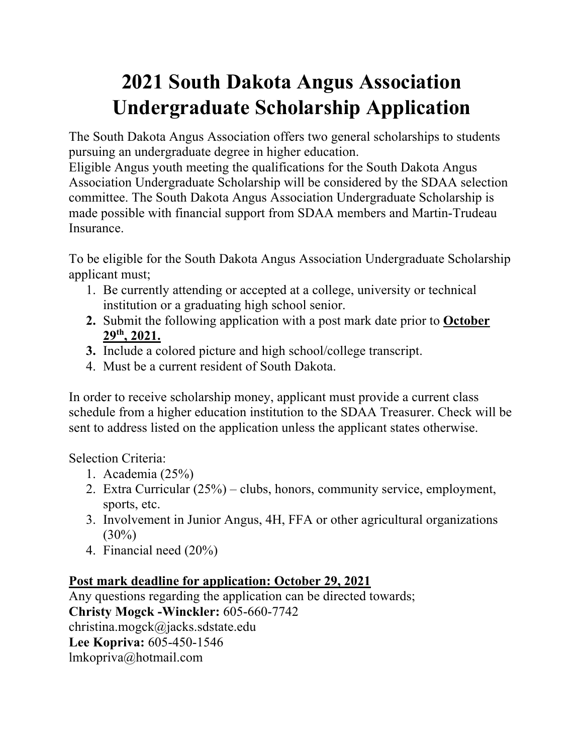# 2021 South Dakota Angus Association Undergraduate Scholarship Application

The South Dakota Angus Association offers two general scholarships to students pursuing an undergraduate degree in higher education.
Eligible Angus youth meeting the qualifications for the South Dakota Angus Association Undergraduate Scholarship will be considered by the SDAA selection committee. The South Dakota Angus Association Undergraduate Scholarship is made possible with financial support from SDAA members and Martin-Trudeau Insurance.

To be eligible for the South Dakota Angus Association Undergraduate Scholarship applicant must;

1. Be currently attending or accepted at a college, university or technical institution or a graduating high school senior.
2. Submit the following application with a post mark date prior to **October 29th, 2021.**
3. Include a colored picture and high school/college transcript.
4. Must be a current resident of South Dakota.

In order to receive scholarship money, applicant must provide a current class schedule from a higher education institution to the SDAA Treasurer. Check will be sent to address listed on the application unless the applicant states otherwise.

Selection Criteria:

1. Academia (25%)
2. Extra Curricular (25%) – clubs, honors, community service, employment, sports, etc.
3. Involvement in Junior Angus, 4H, FFA or other agricultural organizations (30%)
4. Financial need (20%)

**Post mark deadline for application: October 29, 2021**

Any questions regarding the application can be directed towards;
**Christy Mogck -Winckler:** 605-660-7742
christina.mogck@jacks.sdstate.edu
**Lee Kopriva:** 605-450-1546
lmkopriva@hotmail.com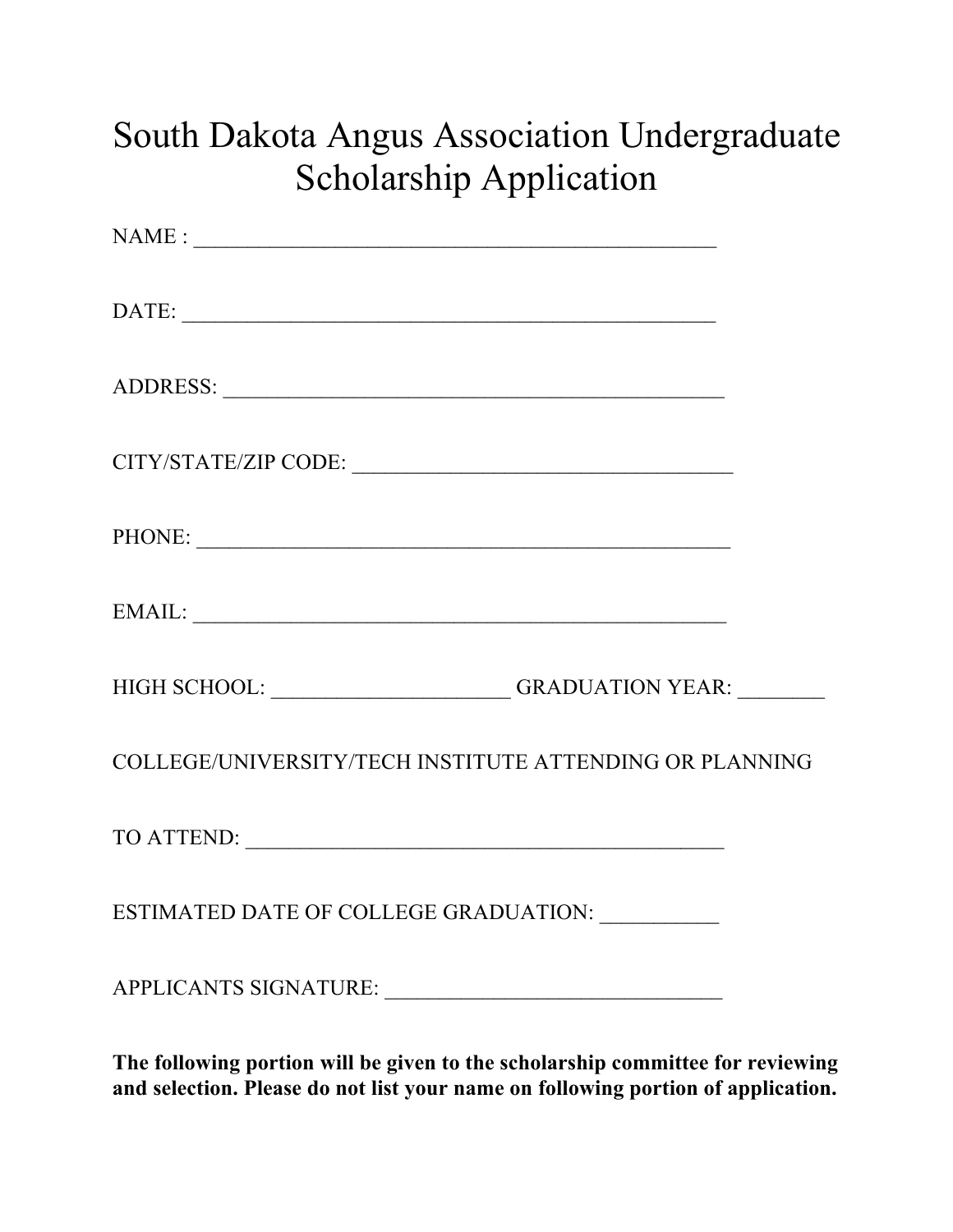# South Dakota Angus Association Undergraduate Scholarship Application

NAME : _______________________________________________

DATE: _________________________________________________

ADDRESS: ______________________________________________

CITY/STATE/ZIP CODE: ___________________________________

PHONE: ________________________________________________

EMAIL: ________________________________________________

HIGH SCHOOL: ______________________ GRADUATION YEAR: ________

COLLEGE/UNIVERSITY/TECH INSTITUTE ATTENDING OR PLANNING

TO ATTEND: ____________________________________________

ESTIMATED DATE OF COLLEGE GRADUATION: ___________

APPLICANTS SIGNATURE: _______________________________

**The following portion will be given to the scholarship committee for reviewing and selection. Please do not list your name on following portion of application.**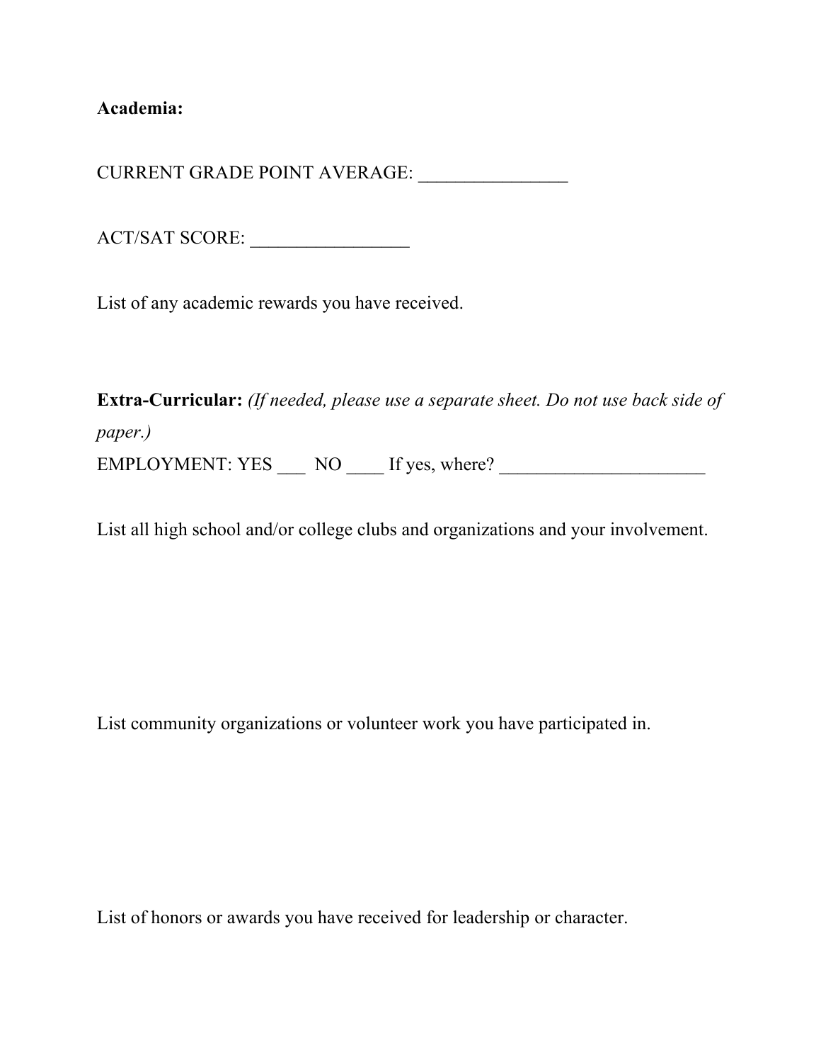**Academia:**

CURRENT GRADE POINT AVERAGE: ________________

ACT/SAT SCORE: _________________

List of any academic rewards you have received.

**Extra-Curricular:** *(If needed, please use a separate sheet. Do not use back side of paper.)*

EMPLOYMENT: YES ___ NO ____ If yes, where? ______________________

List all high school and/or college clubs and organizations and your involvement.

List community organizations or volunteer work you have participated in.

List of honors or awards you have received for leadership or character.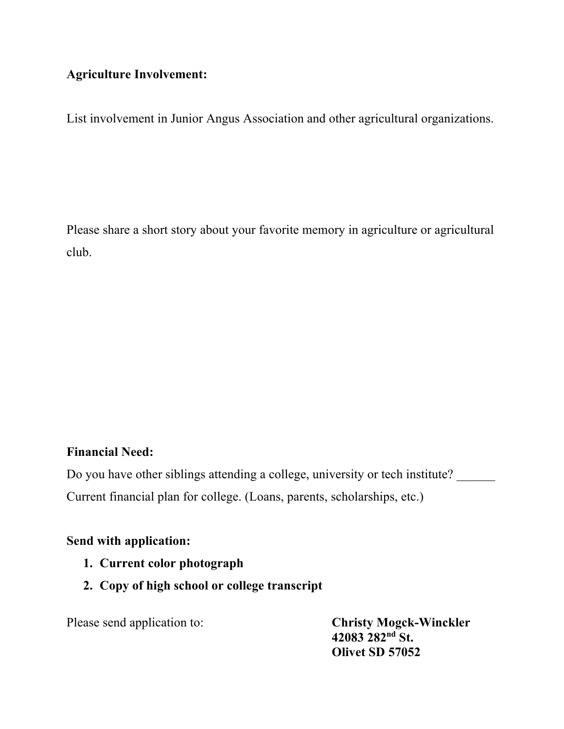**Agriculture Involvement:**

List involvement in Junior Angus Association and other agricultural organizations.

Please share a short story about your favorite memory in agriculture or agricultural club.

**Financial Need:**

Do you have other siblings attending a college, university or tech institute? ______

Current financial plan for college. (Loans, parents, scholarships, etc.)

**Send with application:**

1. **Current color photograph**
2. **Copy of high school or college transcript**

Please send application to:

**Christy Mogck-Winckler**
**42083 282nd St.**
**Olivet SD 57052**